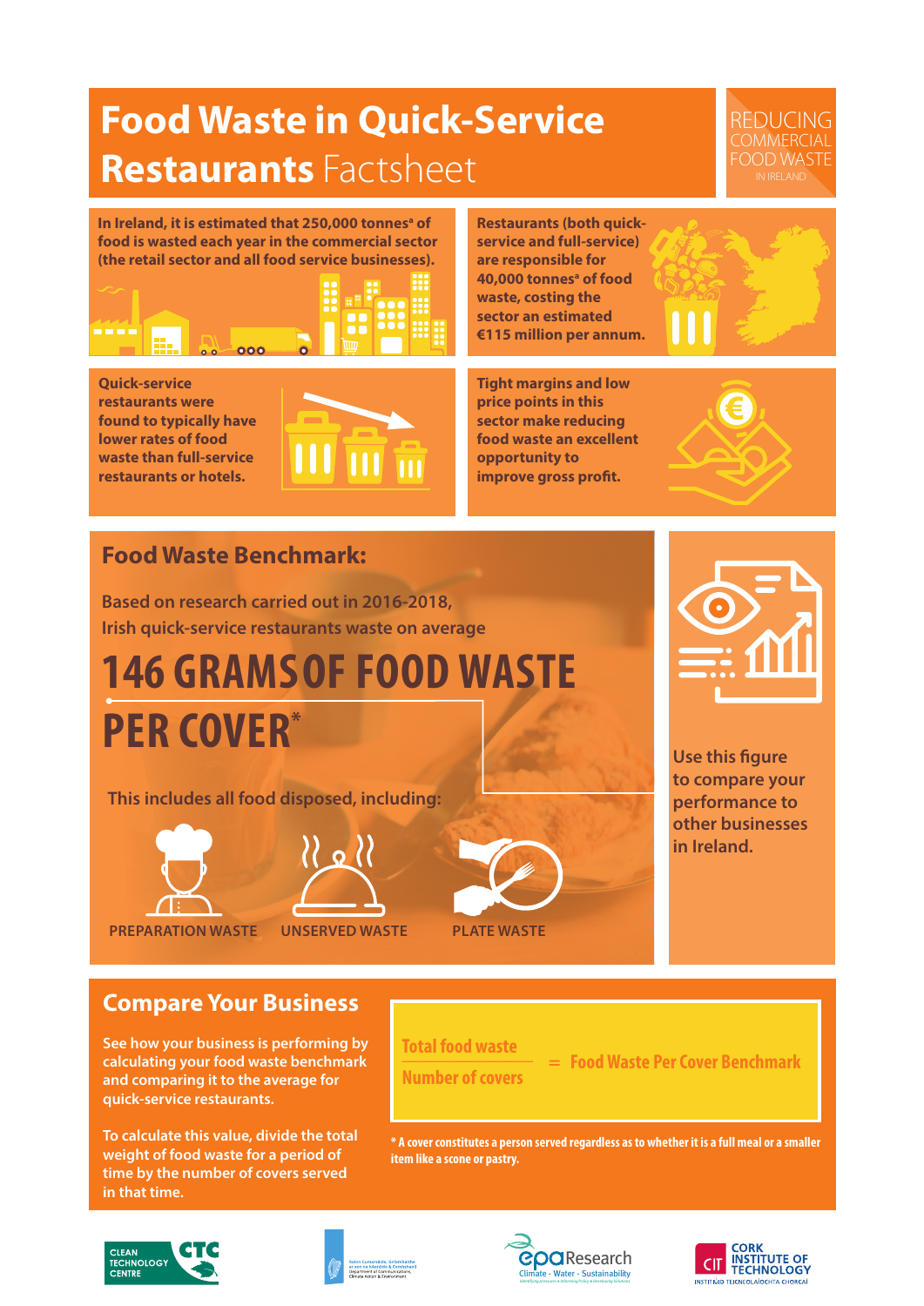# **Food Waste in Quick-Service Restaurants** Factsheet

REDUCING COMMERCIAL FOOD WASTE IN IRELAND

**In Ireland, it is estimated that 250,000 tonnes[a] of food is wasted each year in the commercial sector (the retail sector and all food service businesses).**

**Restaurants (both quick-service and full-service) are responsible for 40,000 tonnes[a] of food waste, costing the sector an estimated €115 million per annum.**

**Quick-service restaurants were found to typically have lower rates of food waste than full-service restaurants or hotels.**

**Tight margins and low price points in this sector make reducing food waste an excellent opportunity to improve gross profit.**

## Food Waste Benchmark:

Based on research carried out in 2016-2018, Irish quick-service restaurants waste on average

# 146 GRAMS OF FOOD WASTE PER COVER*

This includes all food disposed, including:

- PREPARATION WASTE
- UNSERVED WASTE
- PLATE WASTE

Use this figure to compare your performance to other businesses in Ireland.

## Compare Your Business

See how your business is performing by calculating your food waste benchmark and comparing it to the average for quick-service restaurants.

To calculate this value, divide the total weight of food waste for a period of time by the number of covers served in that time.

$$\frac{\text{Total food waste}}{\text{Number of covers}} = \text{Food Waste Per Cover Benchmark}$$

**\* A cover constitutes a person served regardless as to whether it is a full meal or a smaller item like a scone or pastry.**

CLEAN TECHNOLOGY CENTRE CTC | Department of Communications, Climate Action & Environment | epa Research Climate - Water - Sustainability | CIT Cork Institute of Technology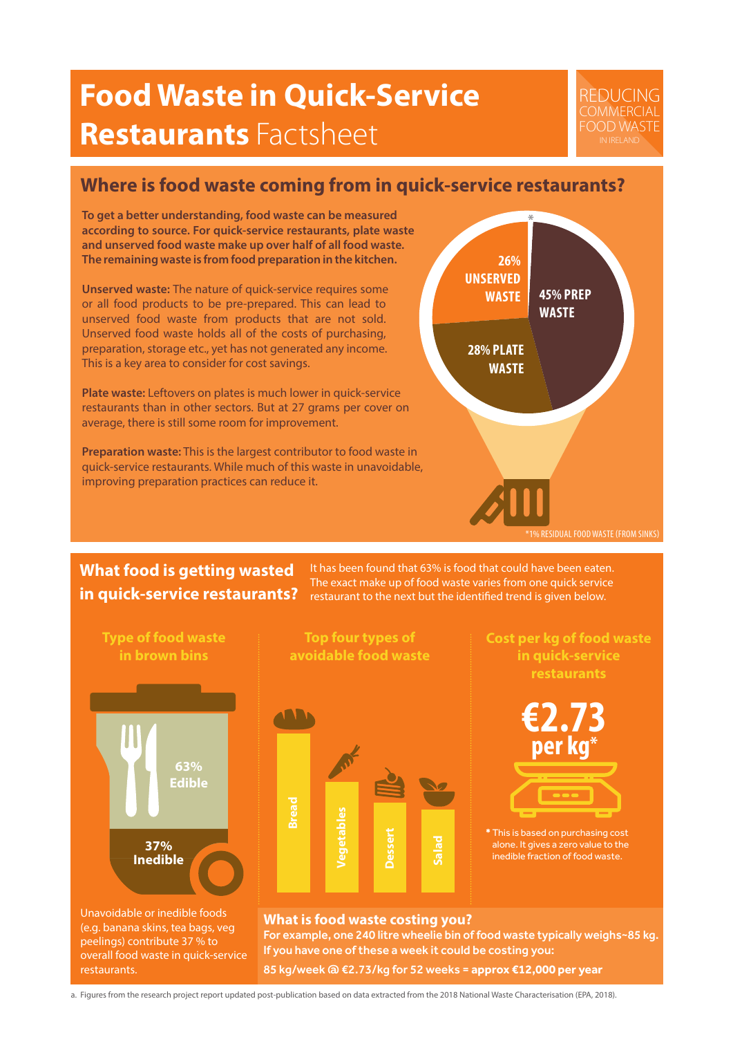# Food Waste in Quick-Service Restaurants Factsheet

REDUCING COMMERCIAL FOOD WASTE IN IRELAND

## Where is food waste coming from in quick-service restaurants?

**To get a better understanding, food waste can be measured according to source. For quick-service restaurants, plate waste and unserved food waste make up over half of all food waste. The remaining waste is from food preparation in the kitchen.**

**Unserved waste:** The nature of quick-service requires some or all food products to be pre-prepared. This can lead to unserved food waste from products that are not sold. Unserved food waste holds all of the costs of purchasing, preparation, storage etc., yet has not generated any income. This is a key area to consider for cost savings.

**Plate waste:** Leftovers on plates is much lower in quick-service restaurants than in other sectors. But at 27 grams per cover on average, there is still some room for improvement.

**Preparation waste:** This is the largest contributor to food waste in quick-service restaurants. While much of this waste in unavoidable, improving preparation practices can reduce it.

26% UNSERVED WASTE

45% PREP WASTE

28% PLATE WASTE

*

*1% RESIDUAL FOOD WASTE (FROM SINKS)

## What food is getting wasted in quick-service restaurants?

It has been found that 63% is food that could have been eaten. The exact make up of food waste varies from one quick service restaurant to the next but the identified trend is given below.

### Type of food waste in brown bins

63% Edible

37% Inedible

Unavoidable or inedible foods (e.g. banana skins, tea bags, veg peelings) contribute 37 % to overall food waste in quick-service restaurants.

### Top four types of avoidable food waste

Bread

Vegetables

Dessert

Salad

### Cost per kg of food waste in quick-service restaurants

**€2.73 per kg***

* This is based on purchasing cost alone. It gives a zero value to the inedible fraction of food waste.

### What is food waste costing you?

**For example, one 240 litre wheelie bin of food waste typically weighs~85 kg. If you have one of these a week it could be costing you:**

**85 kg/week @ €2.73/kg for 52 weeks = approx €12,000 per year**

a. Figures from the research project report updated post-publication based on data extracted from the 2018 National Waste Characterisation (EPA, 2018).